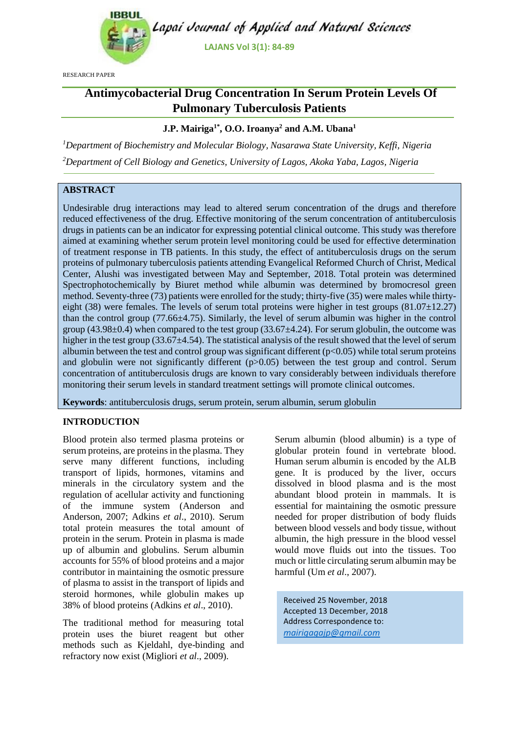RESEARCH PAPER

# Antimycobacterial Drug Concentration In Serum Protein Levels Of Pulmonary Tuberculosis Patients

**J.P. Mairiga[1*], O.O. Iroanya[2] and A.M. Ubana[1]**

[1]*Department of Biochemistry and Molecular Biology, Nasarawa State University, Keffi, Nigeria*

[2]*Department of Cell Biology and Genetics, University of Lagos, Akoka Yaba, Lagos, Nigeria*

## ABSTRACT

Undesirable drug interactions may lead to altered serum concentration of the drugs and therefore reduced effectiveness of the drug. Effective monitoring of the serum concentration of antituberculosis drugs in patients can be an indicator for expressing potential clinical outcome. This study was therefore aimed at examining whether serum protein level monitoring could be used for effective determination of treatment response in TB patients. In this study, the effect of antituberculosis drugs on the serum proteins of pulmonary tuberculosis patients attending Evangelical Reformed Church of Christ, Medical Center, Alushi was investigated between May and September, 2018. Total protein was determined Spectrophotochemically by Biuret method while albumin was determined by bromocresol green method. Seventy-three (73) patients were enrolled for the study; thirty-five (35) were males while thirty-eight (38) were females. The levels of serum total proteins were higher in test groups (81.07±12.27) than the control group (77.66±4.75). Similarly, the level of serum albumin was higher in the control group (43.98±0.4) when compared to the test group (33.67±4.24). For serum globulin, the outcome was higher in the test group (33.67±4.54). The statistical analysis of the result showed that the level of serum albumin between the test and control group was significant different ($p<0.05$) while total serum proteins and globulin were not significantly different ($p>0.05$) between the test group and control. Serum concentration of antituberculosis drugs are known to vary considerably between individuals therefore monitoring their serum levels in standard treatment settings will promote clinical outcomes.

**Keywords**: antituberculosis drugs, serum protein, serum albumin, serum globulin

## INTRODUCTION

Blood protein also termed plasma proteins or serum proteins, are proteins in the plasma. They serve many different functions, including transport of lipids, hormones, vitamins and minerals in the circulatory system and the regulation of acellular activity and functioning of the immune system (Anderson and Anderson, 2007; Adkins *et al*., 2010). Serum total protein measures the total amount of protein in the serum. Protein in plasma is made up of albumin and globulins. Serum albumin accounts for 55% of blood proteins and a major contributor in maintaining the osmotic pressure of plasma to assist in the transport of lipids and steroid hormones, while globulin makes up 38% of blood proteins (Adkins *et al*., 2010).

The traditional method for measuring total protein uses the biuret reagent but other methods such as Kjeldahl, dye-binding and refractory now exist (Migliori *et al*., 2009).

Serum albumin (blood albumin) is a type of globular protein found in vertebrate blood. Human serum albumin is encoded by the ALB gene. It is produced by the liver, occurs dissolved in blood plasma and is the most abundant blood protein in mammals. It is essential for maintaining the osmotic pressure needed for proper distribution of body fluids between blood vessels and body tissue, without albumin, the high pressure in the blood vessel would move fluids out into the tissues. Too much or little circulating serum albumin may be harmful (Um *et al*., 2007).

Received 25 November, 2018
Accepted 13 December, 2018
Address Correspondence to:
*mairigagajp@gmail.com*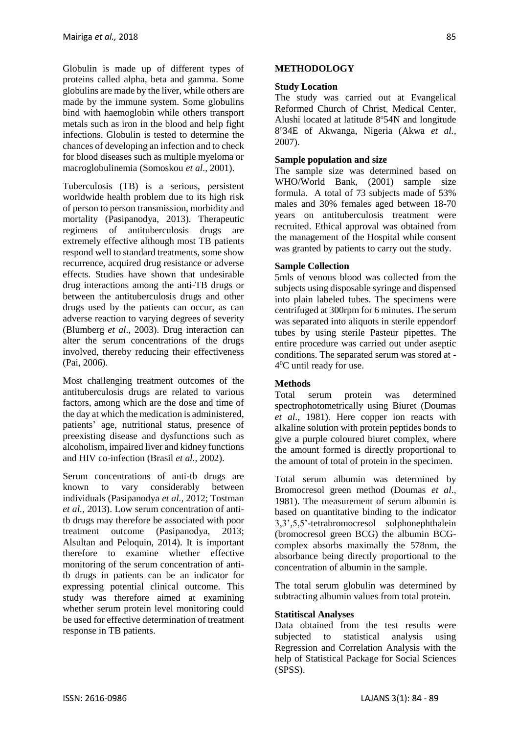Globulin is made up of different types of proteins called alpha, beta and gamma. Some globulins are made by the liver, while others are made by the immune system. Some globulins bind with haemoglobin while others transport metals such as iron in the blood and help fight infections. Globulin is tested to determine the chances of developing an infection and to check for blood diseases such as multiple myeloma or macroglobulinemia (Somoskou *et al*., 2001).

Tuberculosis (TB) is a serious, persistent worldwide health problem due to its high risk of person to person transmission, morbidity and mortality (Pasipanodya, 2013). Therapeutic regimens of antituberculosis drugs are extremely effective although most TB patients respond well to standard treatments, some show recurrence, acquired drug resistance or adverse effects. Studies have shown that undesirable drug interactions among the anti-TB drugs or between the antituberculosis drugs and other drugs used by the patients can occur, as can adverse reaction to varying degrees of severity (Blumberg *et al*., 2003). Drug interaction can alter the serum concentrations of the drugs involved, thereby reducing their effectiveness (Pai, 2006).

Most challenging treatment outcomes of the antituberculosis drugs are related to various factors, among which are the dose and time of the day at which the medication is administered, patients' age, nutritional status, presence of preexisting disease and dysfunctions such as alcoholism, impaired liver and kidney functions and HIV co-infection (Brasil *et al*., 2002).

Serum concentrations of anti-tb drugs are known to vary considerably between individuals (Pasipanodya *et al.,* 2012; Tostman *et al.,* 2013). Low serum concentration of anti-tb drugs may therefore be associated with poor treatment outcome (Pasipanodya, 2013; Alsultan and Peloquin, 2014). It is important therefore to examine whether effective monitoring of the serum concentration of anti-tb drugs in patients can be an indicator for expressing potential clinical outcome. This study was therefore aimed at examining whether serum protein level monitoring could be used for effective determination of treatment response in TB patients.

## METHODOLOGY

### Study Location

The study was carried out at Evangelical Reformed Church of Christ, Medical Center, Alushi located at latitude 8°54N and longitude 8°34E of Akwanga, Nigeria (Akwa *et al.,* 2007).

### Sample population and size

The sample size was determined based on WHO/World Bank, (2001) sample size formula. A total of 73 subjects made of 53% males and 30% females aged between 18-70 years on antituberculosis treatment were recruited. Ethical approval was obtained from the management of the Hospital while consent was granted by patients to carry out the study.

### Sample Collection

5mls of venous blood was collected from the subjects using disposable syringe and dispensed into plain labeled tubes. The specimens were centrifuged at 300rpm for 6 minutes. The serum was separated into aliquots in sterile eppendorf tubes by using sterile Pasteur pipettes. The entire procedure was carried out under aseptic conditions. The separated serum was stored at -4$^0$C until ready for use.

### Methods

Total serum protein was determined spectrophotometrically using Biuret (Doumas *et al*., 1981). Here copper ion reacts with alkaline solution with protein peptides bonds to give a purple coloured biuret complex, where the amount formed is directly proportional to the amount of total of protein in the specimen.

Total serum albumin was determined by Bromocresol green method (Doumas *et al*., 1981). The measurement of serum albumin is based on quantitative binding to the indicator 3,3',5,5'-tetrabromocresol sulphonephthalein (bromocresol green BCG) the albumin BCG-complex absorbs maximally the 578nm, the absorbance being directly proportional to the concentration of albumin in the sample.

The total serum globulin was determined by subtracting albumin values from total protein.

### Statitiscal Analyses

Data obtained from the test results were subjected to statistical analysis using Regression and Correlation Analysis with the help of Statistical Package for Social Sciences (SPSS).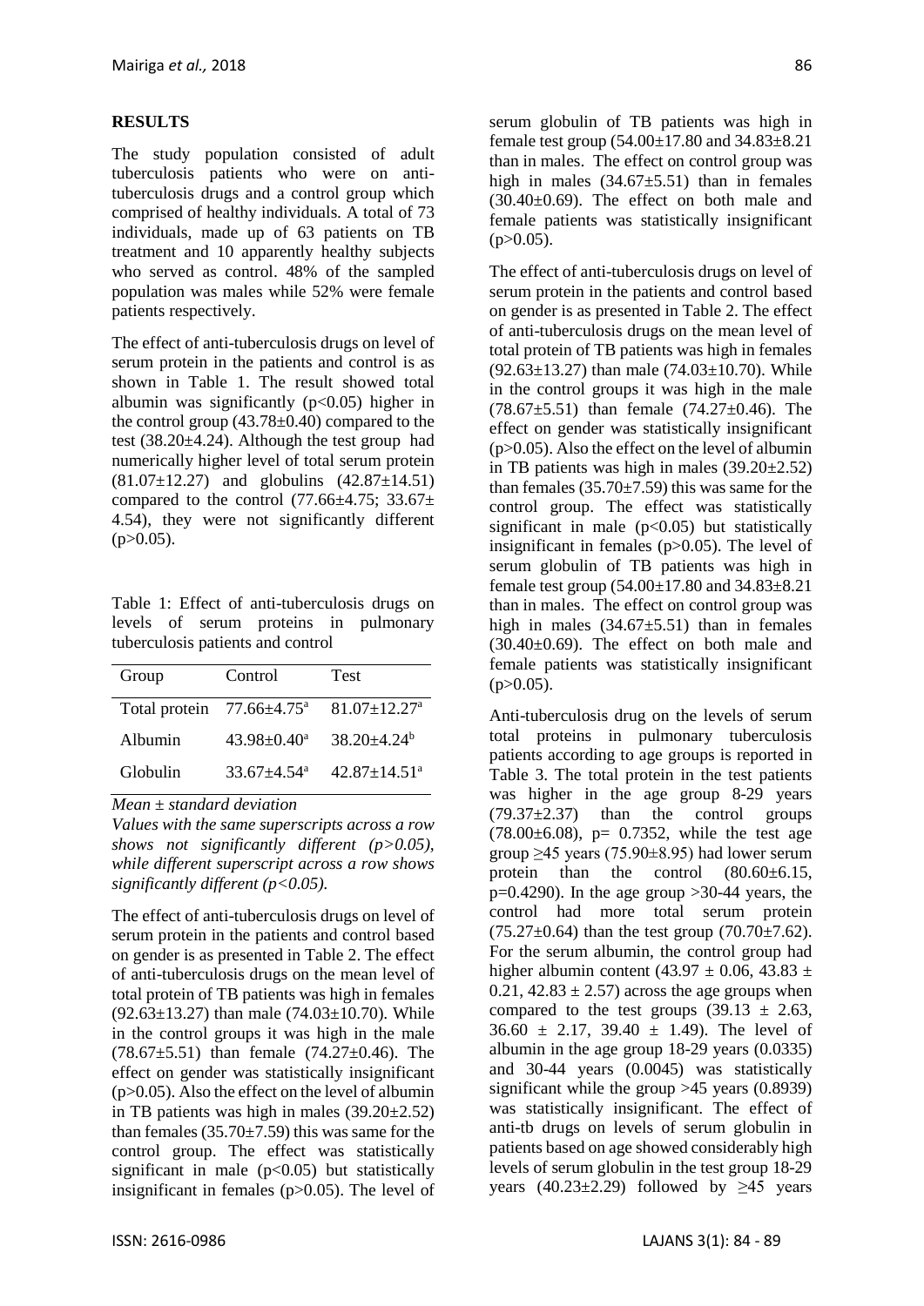## RESULTS

The study population consisted of adult tuberculosis patients who were on anti-tuberculosis drugs and a control group which comprised of healthy individuals. A total of 73 individuals, made up of 63 patients on TB treatment and 10 apparently healthy subjects who served as control. 48% of the sampled population was males while 52% were female patients respectively.

The effect of anti-tuberculosis drugs on level of serum protein in the patients and control is as shown in Table 1. The result showed total albumin was significantly ($p<0.05$) higher in the control group (43.78±0.40) compared to the test (38.20±4.24). Although the test group had numerically higher level of total serum protein (81.07±12.27) and globulins (42.87±14.51) compared to the control (77.66±4.75; 33.67± 4.54), they were not significantly different ($p>0.05$).

Table 1: Effect of anti-tuberculosis drugs on levels of serum proteins in pulmonary tuberculosis patients and control

| Group | Control | Test |
|---|---|---|
| Total protein | 77.66±4.75[a] | 81.07±12.27[a] |
| Albumin | 43.98±0.40[a] | 38.20±4.24[b] |
| Globulin | 33.67±4.54[a] | 42.87±14.51[a] |

*Mean ± standard deviation*

*Values with the same superscripts across a row shows not significantly different (p>0.05), while different superscript across a row shows significantly different (p<0.05).*

The effect of anti-tuberculosis drugs on level of serum protein in the patients and control based on gender is as presented in Table 2. The effect of anti-tuberculosis drugs on the mean level of total protein of TB patients was high in females (92.63±13.27) than male (74.03±10.70). While in the control groups it was high in the male (78.67±5.51) than female (74.27±0.46). The effect on gender was statistically insignificant ($p>0.05$). Also the effect on the level of albumin in TB patients was high in males (39.20±2.52) than females (35.70±7.59) this was same for the control group. The effect was statistically significant in male ($p<0.05$) but statistically insignificant in females ($p>0.05$). The level of serum globulin of TB patients was high in female test group (54.00±17.80 and 34.83±8.21 than in males. The effect on control group was high in males (34.67±5.51) than in females (30.40±0.69). The effect on both male and female patients was statistically insignificant ($p>0.05$).

The effect of anti-tuberculosis drugs on level of serum protein in the patients and control based on gender is as presented in Table 2. The effect of anti-tuberculosis drugs on the mean level of total protein of TB patients was high in females (92.63±13.27) than male (74.03±10.70). While in the control groups it was high in the male (78.67±5.51) than female (74.27±0.46). The effect on gender was statistically insignificant ($p>0.05$). Also the effect on the level of albumin in TB patients was high in males (39.20±2.52) than females (35.70±7.59) this was same for the control group. The effect was statistically significant in male ($p<0.05$) but statistically insignificant in females ($p>0.05$). The level of serum globulin of TB patients was high in female test group (54.00±17.80 and 34.83±8.21 than in males. The effect on control group was high in males (34.67±5.51) than in females (30.40±0.69). The effect on both male and female patients was statistically insignificant ($p>0.05$).

Anti-tuberculosis drug on the levels of serum total proteins in pulmonary tuberculosis patients according to age groups is reported in Table 3. The total protein in the test patients was higher in the age group 8-29 years (79.37±2.37) than the control groups (78.00±6.08), p= 0.7352, while the test age group ≥45 years (75.90±8.95) had lower serum protein than the control (80.60±6.15, p=0.4290). In the age group >30-44 years, the control had more total serum protein (75.27±0.64) than the test group (70.70±7.62). For the serum albumin, the control group had higher albumin content (43.97 ± 0.06, 43.83 ± 0.21, 42.83 ± 2.57) across the age groups when compared to the test groups (39.13 ± 2.63, 36.60 ± 2.17, 39.40 ± 1.49). The level of albumin in the age group 18-29 years (0.0335) and 30-44 years (0.0045) was statistically significant while the group >45 years (0.8939) was statistically insignificant. The effect of anti-tb drugs on levels of serum globulin in patients based on age showed considerably high levels of serum globulin in the test group 18-29 years (40.23±2.29) followed by ≥45 years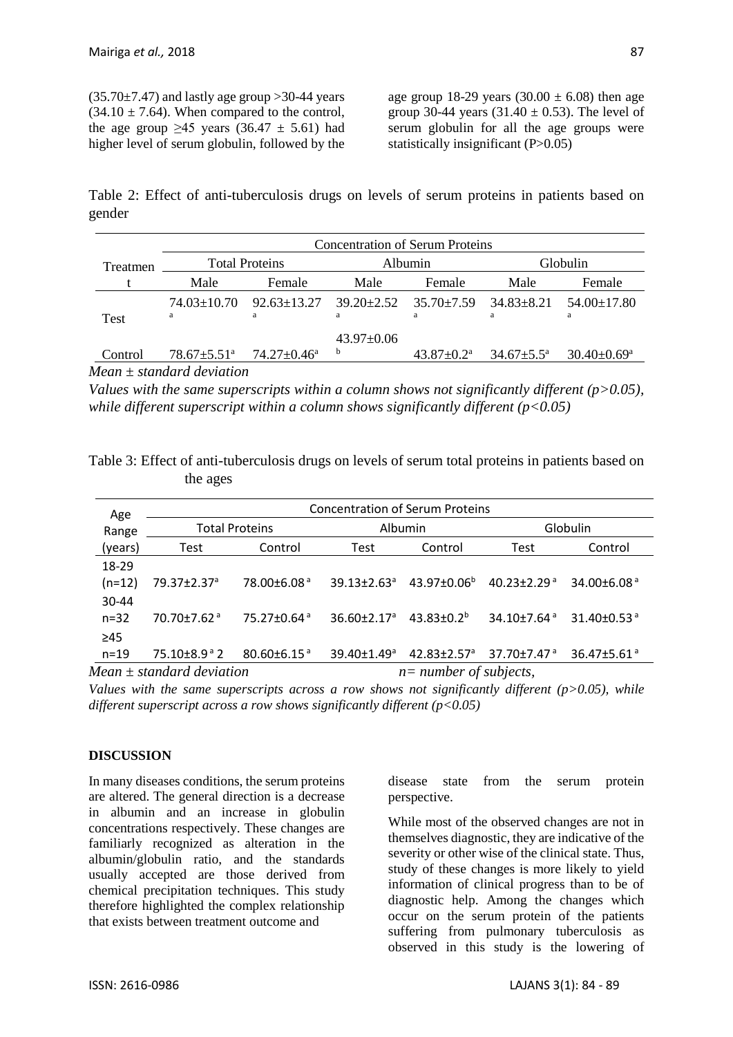(35.70±7.47) and lastly age group >30-44 years (34.10 ± 7.64). When compared to the control, the age group ≥45 years (36.47 ± 5.61) had higher level of serum globulin, followed by the age group 18-29 years (30.00 ± 6.08) then age group 30-44 years (31.40 ± 0.53). The level of serum globulin for all the age groups were statistically insignificant (P>0.05)

Table 2: Effect of anti-tuberculosis drugs on levels of serum proteins in patients based on gender

| Treatment | Concentration of Serum Proteins | | | | | |
|---|---|---|---|---|---|---|
| | Total Proteins | | Albumin | | Globulin | |
| | Male | Female | Male | Female | Male | Female |
| Test | 74.03±10.70 [a] | 92.63±13.27 [a] | 39.20±2.52 [a] | 35.70±7.59 [a] | 34.83±8.21 [a] | 54.00±17.80 [a] |
| Control | 78.67±5.51[a] | 74.27±0.46[a] | 43.97±0.06 [b] | 43.87±0.2[a] | 34.67±5.5[a] | 30.40±0.69[a] |

*Mean ± standard deviation*

*Values with the same superscripts within a column shows not significantly different (p>0.05), while different superscript within a column shows significantly different (p<0.05)*

Table 3: Effect of anti-tuberculosis drugs on levels of serum total proteins in patients based on the ages

| Age Range (years) | Concentration of Serum Proteins | | | | | |
|---|---|---|---|---|---|---|
| | Total Proteins | | Albumin | | Globulin | |
| | Test | Control | Test | Control | Test | Control |
| 18-29 (n=12) | 79.37±2.37[a] | 78.00±6.08[a] | 39.13±2.63[a] | 43.97±0.06[b] | 40.23±2.29[a] | 34.00±6.08[a] |
| 30-44 n=32 | 70.70±7.62[a] | 75.27±0.64[a] | 36.60±2.17[a] | 43.83±0.2[b] | 34.10±7.64[a] | 31.40±0.53[a] |
| ≥45 n=19 | 75.10±8.9[a] 2 | 80.60±6.15[a] | 39.40±1.49[a] | 42.83±2.57[a] | 37.70±7.47[a] | 36.47±5.61[a] |

*Mean ± standard deviation* *n= number of subjects,*

*Values with the same superscripts across a row shows not significantly different (p>0.05), while different superscript across a row shows significantly different (p<0.05)*

## DISCUSSION

In many diseases conditions, the serum proteins are altered. The general direction is a decrease in albumin and an increase in globulin concentrations respectively. These changes are familiarly recognized as alteration in the albumin/globulin ratio, and the standards usually accepted are those derived from chemical precipitation techniques. This study therefore highlighted the complex relationship that exists between treatment outcome and disease state from the serum protein perspective.

While most of the observed changes are not in themselves diagnostic, they are indicative of the severity or other wise of the clinical state. Thus, study of these changes is more likely to yield information of clinical progress than to be of diagnostic help. Among the changes which occur on the serum protein of the patients suffering from pulmonary tuberculosis as observed in this study is the lowering of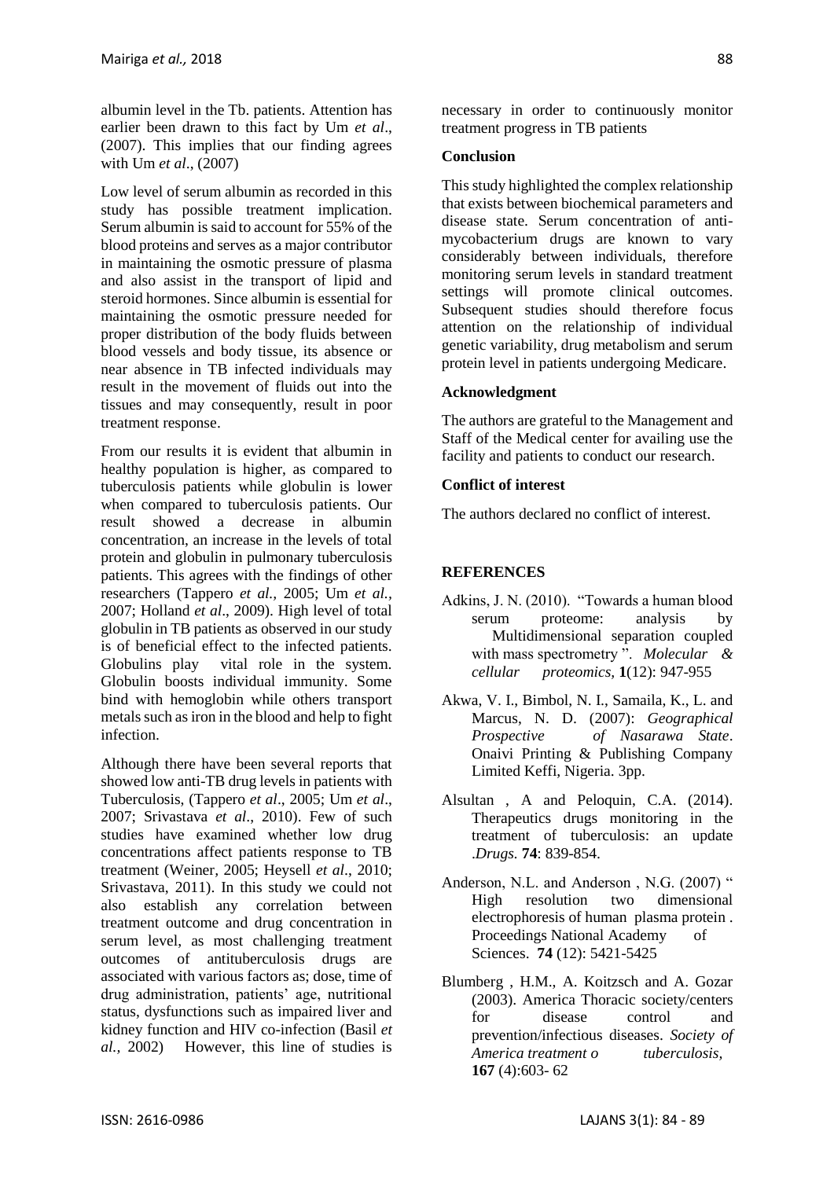albumin level in the Tb. patients. Attention has earlier been drawn to this fact by Um *et al*., (2007). This implies that our finding agrees with Um *et al*., (2007)

Low level of serum albumin as recorded in this study has possible treatment implication. Serum albumin is said to account for 55% of the blood proteins and serves as a major contributor in maintaining the osmotic pressure of plasma and also assist in the transport of lipid and steroid hormones. Since albumin is essential for maintaining the osmotic pressure needed for proper distribution of the body fluids between blood vessels and body tissue, its absence or near absence in TB infected individuals may result in the movement of fluids out into the tissues and may consequently, result in poor treatment response.

From our results it is evident that albumin in healthy population is higher, as compared to tuberculosis patients while globulin is lower when compared to tuberculosis patients. Our result showed a decrease in albumin concentration, an increase in the levels of total protein and globulin in pulmonary tuberculosis patients. This agrees with the findings of other researchers (Tappero *et al.,* 2005; Um *et al.,* 2007; Holland *et al*., 2009). High level of total globulin in TB patients as observed in our study is of beneficial effect to the infected patients. Globulins play vital role in the system. Globulin boosts individual immunity. Some bind with hemoglobin while others transport metals such as iron in the blood and help to fight infection.

Although there have been several reports that showed low anti-TB drug levels in patients with Tuberculosis, (Tappero *et al*., 2005; Um *et al*., 2007; Srivastava *et al*., 2010). Few of such studies have examined whether low drug concentrations affect patients response to TB treatment (Weiner, 2005; Heysell *et al*., 2010; Srivastava, 2011). In this study we could not also establish any correlation between treatment outcome and drug concentration in serum level, as most challenging treatment outcomes of antituberculosis drugs are associated with various factors as; dose, time of drug administration, patients' age, nutritional status, dysfunctions such as impaired liver and kidney function and HIV co-infection (Basil *et al.,* 2002) However, this line of studies is necessary in order to continuously monitor treatment progress in TB patients

## Conclusion

This study highlighted the complex relationship that exists between biochemical parameters and disease state. Serum concentration of anti-mycobacterium drugs are known to vary considerably between individuals, therefore monitoring serum levels in standard treatment settings will promote clinical outcomes. Subsequent studies should therefore focus attention on the relationship of individual genetic variability, drug metabolism and serum protein level in patients undergoing Medicare.

## Acknowledgment

The authors are grateful to the Management and Staff of the Medical center for availing use the facility and patients to conduct our research.

## Conflict of interest

The authors declared no conflict of interest.

## REFERENCES

Adkins, J. N. (2010). "Towards a human blood serum proteome: analysis by Multidimensional separation coupled with mass spectrometry ". *Molecular & cellular proteomics,* **1**(12): 947-955

Akwa, V. I., Bimbol, N. I., Samaila, K., L. and Marcus, N. D. (2007): *Geographical Prospective of Nasarawa State*. Onaivi Printing & Publishing Company Limited Keffi, Nigeria. 3pp.

Alsultan , A and Peloquin, C.A. (2014). Therapeutics drugs monitoring in the treatment of tuberculosis: an update .*Drugs.* **74**: 839-854.

Anderson, N.L. and Anderson , N.G. (2007) " High resolution two dimensional electrophoresis of human plasma protein . Proceedings National Academy of Sciences. **74** (12): 5421-5425

Blumberg , H.M., A. Koitzsch and A. Gozar (2003). America Thoracic society/centers for disease control and prevention/infectious diseases. *Society of America treatment o tuberculosis,* **167** (4):603- 62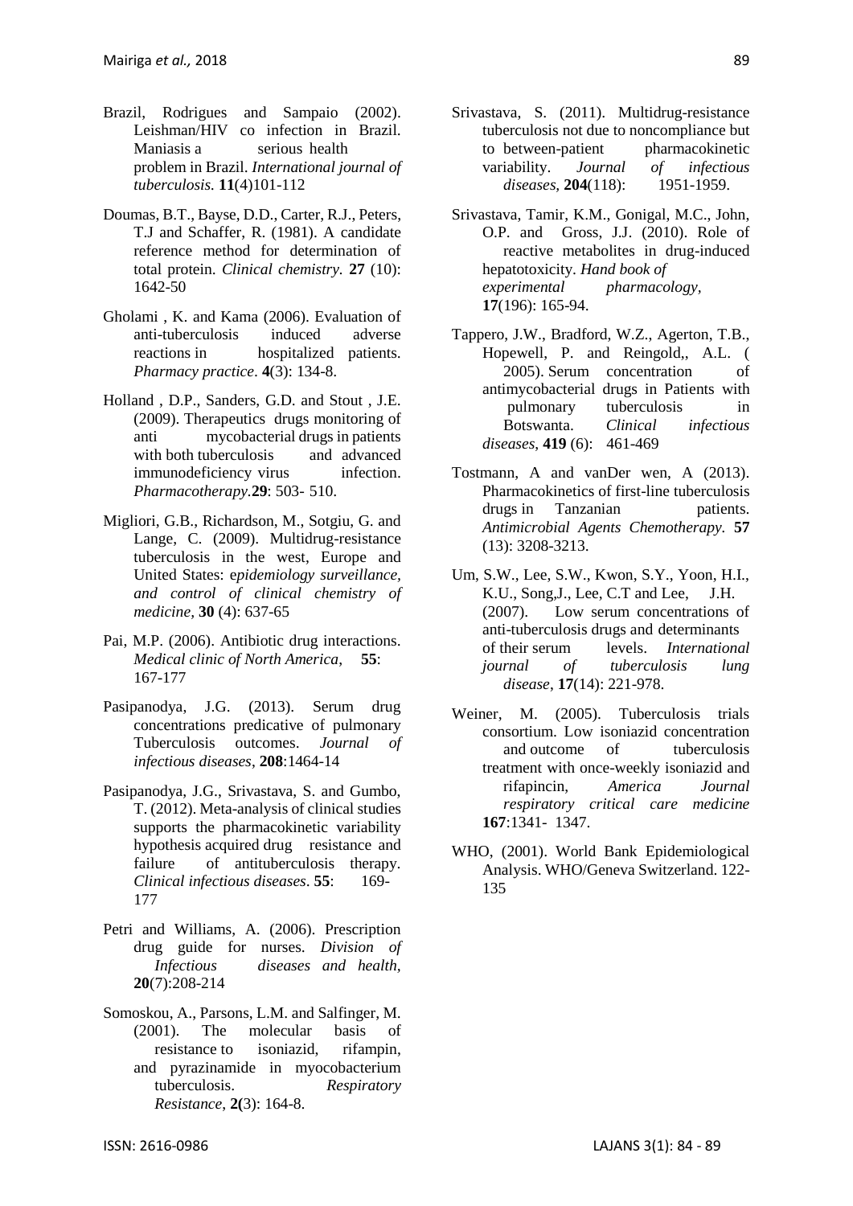Brazil, Rodrigues and Sampaio (2002). Leishman/HIV co infection in Brazil. Maniasis a serious health problem in Brazil. *International journal of tuberculosis*. **11**(4)101-112

Doumas, B.T., Bayse, D.D., Carter, R.J., Peters, T.J and Schaffer, R. (1981). A candidate reference method for determination of total protein. *Clinical chemistry*. **27** (10): 1642-50

Gholami , K. and Kama (2006). Evaluation of anti-tuberculosis induced adverse reactions in hospitalized patients. *Pharmacy practice*. **4**(3): 134-8.

Holland , D.P., Sanders, G.D. and Stout , J.E. (2009). Therapeutics drugs monitoring of anti mycobacterial drugs in patients with both tuberculosis and advanced immunodeficiency virus infection. *Pharmacotherapy*.**29**: 503- 510.

Migliori, G.B., Richardson, M., Sotgiu, G. and Lange, C. (2009). Multidrug-resistance tuberculosis in the west, Europe and United States: e*pidemiology surveillance, and control of clinical chemistry of medicine*, **30** (4): 637-65

Pai, M.P. (2006). Antibiotic drug interactions. *Medical clinic of North America*, **55**: 167-177

Pasipanodya, J.G. (2013). Serum drug concentrations predicative of pulmonary Tuberculosis outcomes. *Journal of infectious diseases*, **208**:1464-14

Pasipanodya, J.G., Srivastava, S. and Gumbo, T. (2012). Meta-analysis of clinical studies supports the pharmacokinetic variability hypothesis acquired drug resistance and failure of antituberculosis therapy. *Clinical infectious diseases*. **55**: 169-177

Petri and Williams, A. (2006). Prescription drug guide for nurses. *Division of Infectious diseases and health*, **20**(7):208-214

Somoskou, A., Parsons, L.M. and Salfinger, M. (2001). The molecular basis of resistance to isoniazid, rifampin, and pyrazinamide in myocobacterium tuberculosis. *Respiratory Resistance*, **2(**3): 164-8.

Srivastava, S. (2011). Multidrug-resistance tuberculosis not due to noncompliance but to between-patient pharmacokinetic variability. *Journal of infectious diseases*, **204**(118): 1951-1959.

Srivastava, Tamir, K.M., Gonigal, M.C., John, O.P. and Gross, J.J. (2010). Role of reactive metabolites in drug-induced hepatotoxicity. *Hand book of experimental pharmacology*, **17**(196): 165-94.

Tappero, J.W., Bradford, W.Z., Agerton, T.B., Hopewell, P. and Reingold,, A.L. ( 2005). Serum concentration of antimycobacterial drugs in Patients with pulmonary tuberculosis in Botswanta. *Clinical infectious diseases*, **419** (6): 461-469

Tostmann, A and vanDer wen, A (2013). Pharmacokinetics of first-line tuberculosis drugs in Tanzanian patients. *Antimicrobial Agents Chemotherapy*. **57** (13): 3208-3213.

Um, S.W., Lee, S.W., Kwon, S.Y., Yoon, H.I., K.U., Song,J., Lee, C.T and Lee, J.H. (2007). Low serum concentrations of anti-tuberculosis drugs and determinants of their serum levels. *International journal of tuberculosis lung disease*, **17**(14): 221-978.

Weiner, M. (2005). Tuberculosis trials consortium. Low isoniazid concentration and outcome of tuberculosis treatment with once-weekly isoniazid and rifapincin, *America Journal respiratory critical care medicine* **167**:1341- 1347.

WHO, (2001). World Bank Epidemiological Analysis. WHO/Geneva Switzerland. 122-135